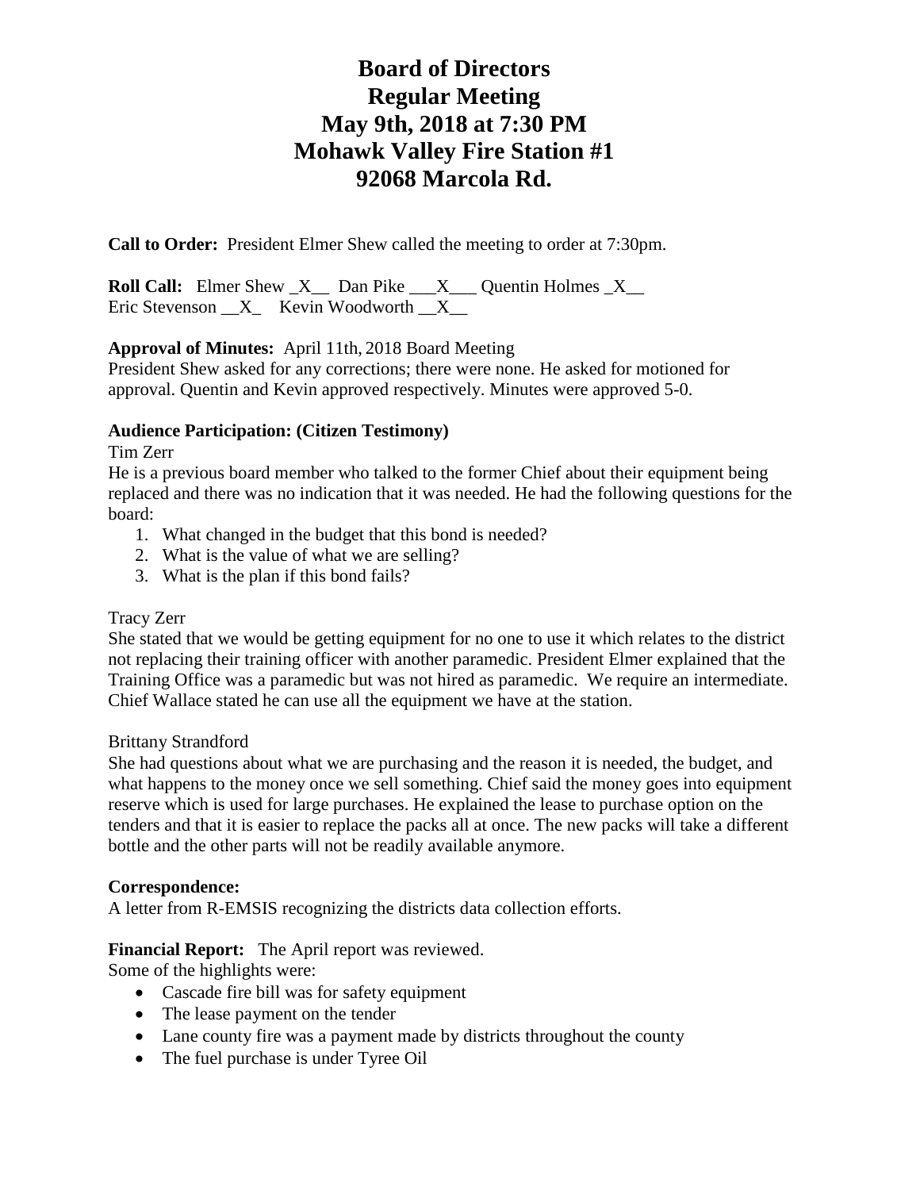# Board of Directors
# Regular Meeting
# May 9th, 2018 at 7:30 PM
# Mohawk Valley Fire Station #1
# 92068 Marcola Rd.

**Call to Order:** President Elmer Shew called the meeting to order at 7:30pm.

**Roll Call:** Elmer Shew _X__ Dan Pike ___X___ Quentin Holmes _X__
Eric Stevenson __X_ Kevin Woodworth __X__

**Approval of Minutes:** April 11th, 2018 Board Meeting
President Shew asked for any corrections; there were none. He asked for motioned for approval. Quentin and Kevin approved respectively. Minutes were approved 5-0.

**Audience Participation: (Citizen Testimony)**

Tim Zerr
He is a previous board member who talked to the former Chief about their equipment being replaced and there was no indication that it was needed. He had the following questions for the board:

1. What changed in the budget that this bond is needed?
2. What is the value of what we are selling?
3. What is the plan if this bond fails?

Tracy Zerr
She stated that we would be getting equipment for no one to use it which relates to the district not replacing their training officer with another paramedic. President Elmer explained that the Training Office was a paramedic but was not hired as paramedic. We require an intermediate. Chief Wallace stated he can use all the equipment we have at the station.

Brittany Strandford
She had questions about what we are purchasing and the reason it is needed, the budget, and what happens to the money once we sell something. Chief said the money goes into equipment reserve which is used for large purchases. He explained the lease to purchase option on the tenders and that it is easier to replace the packs all at once. The new packs will take a different bottle and the other parts will not be readily available anymore.

**Correspondence:**
A letter from R-EMSIS recognizing the districts data collection efforts.

**Financial Report:** The April report was reviewed.
Some of the highlights were:

- Cascade fire bill was for safety equipment
- The lease payment on the tender
- Lane county fire was a payment made by districts throughout the county
- The fuel purchase is under Tyree Oil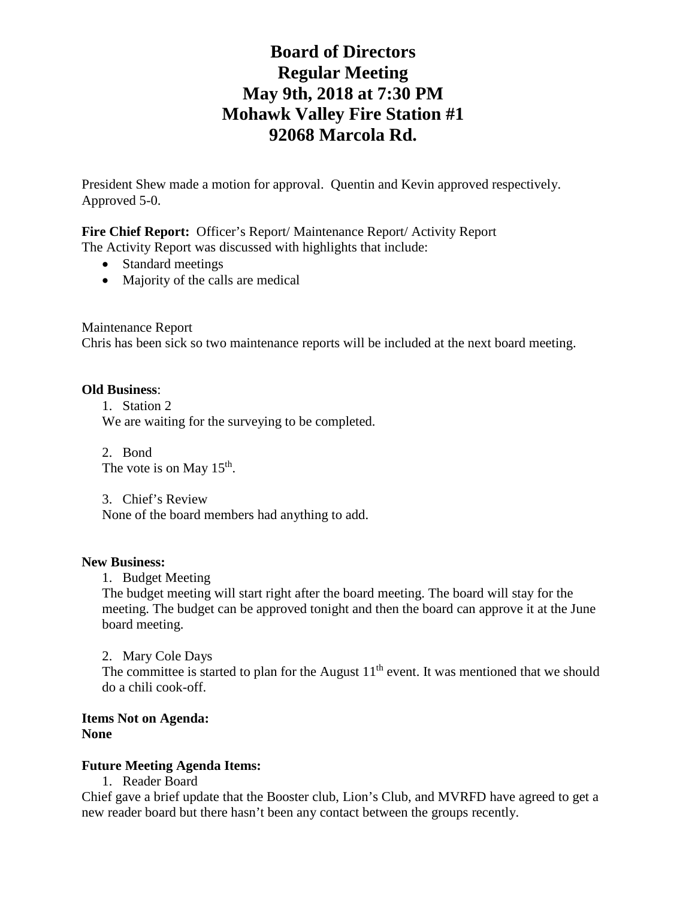# Board of Directors
# Regular Meeting
# May 9th, 2018 at 7:30 PM
# Mohawk Valley Fire Station #1
# 92068 Marcola Rd.

President Shew made a motion for approval. Quentin and Kevin approved respectively. Approved 5-0.

**Fire Chief Report:** Officer's Report/ Maintenance Report/ Activity Report
The Activity Report was discussed with highlights that include:

- Standard meetings
- Majority of the calls are medical

Maintenance Report
Chris has been sick so two maintenance reports will be included at the next board meeting.

**Old Business**:

1. Station 2
We are waiting for the surveying to be completed.

2. Bond
The vote is on May 15th.

3. Chief's Review
None of the board members had anything to add.

**New Business:**

1. Budget Meeting
The budget meeting will start right after the board meeting. The board will stay for the meeting. The budget can be approved tonight and then the board can approve it at the June board meeting.

2. Mary Cole Days
The committee is started to plan for the August 11th event. It was mentioned that we should do a chili cook-off.

**Items Not on Agenda:**
**None**

**Future Meeting Agenda Items:**

1. Reader Board

Chief gave a brief update that the Booster club, Lion's Club, and MVRFD have agreed to get a new reader board but there hasn't been any contact between the groups recently.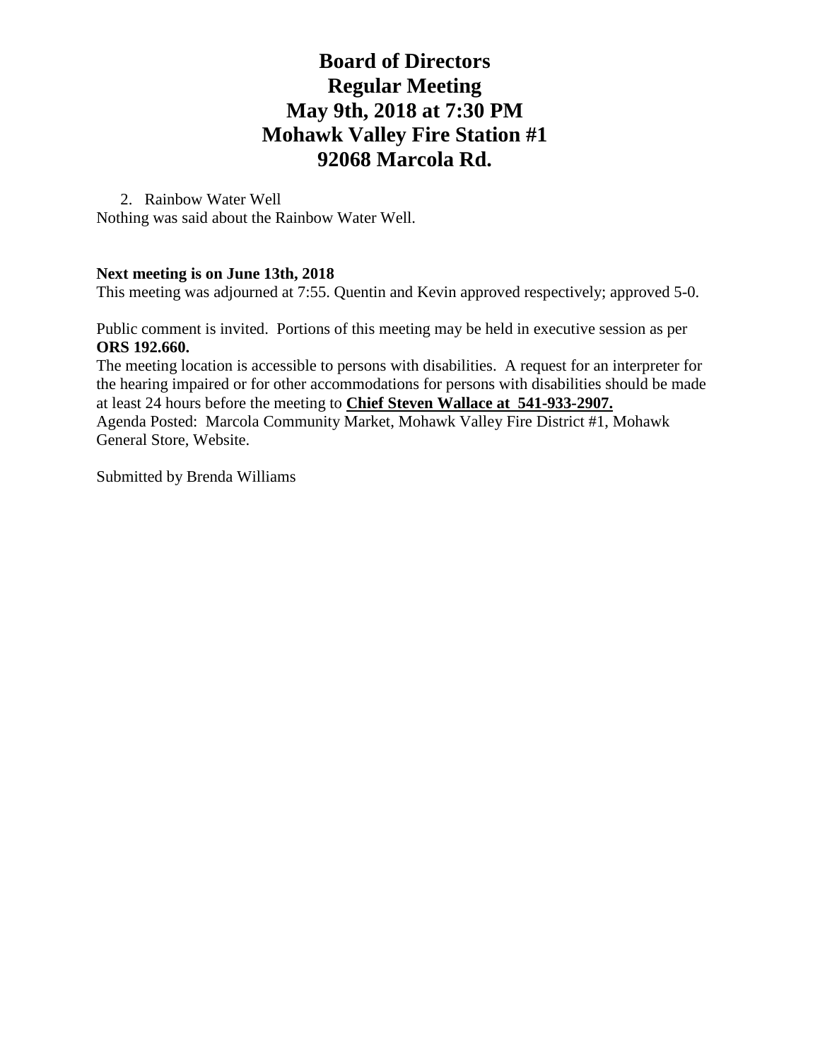# Board of Directors
# Regular Meeting
# May 9th, 2018 at 7:30 PM
# Mohawk Valley Fire Station #1
# 92068 Marcola Rd.

2. Rainbow Water Well

Nothing was said about the Rainbow Water Well.

**Next meeting is on June 13th, 2018**

This meeting was adjourned at 7:55. Quentin and Kevin approved respectively; approved 5-0.

Public comment is invited. Portions of this meeting may be held in executive session as per **ORS 192.660.**

The meeting location is accessible to persons with disabilities. A request for an interpreter for the hearing impaired or for other accommodations for persons with disabilities should be made at least 24 hours before the meeting to **Chief Steven Wallace at 541-933-2907.**

Agenda Posted: Marcola Community Market, Mohawk Valley Fire District #1, Mohawk General Store, Website.

Submitted by Brenda Williams